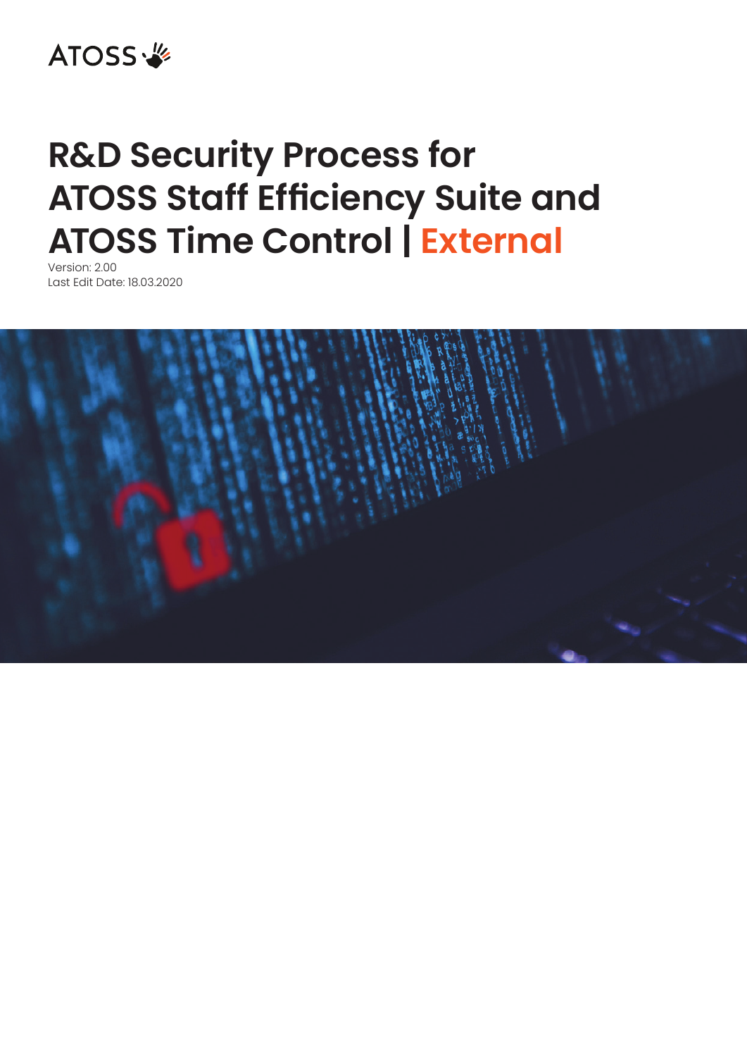ATOSS

# R&D Security Process for ATOSS Staff Efficiency Suite and ATOSS Time Control | External

Version: 2.00
Last Edit Date: 18.03.2020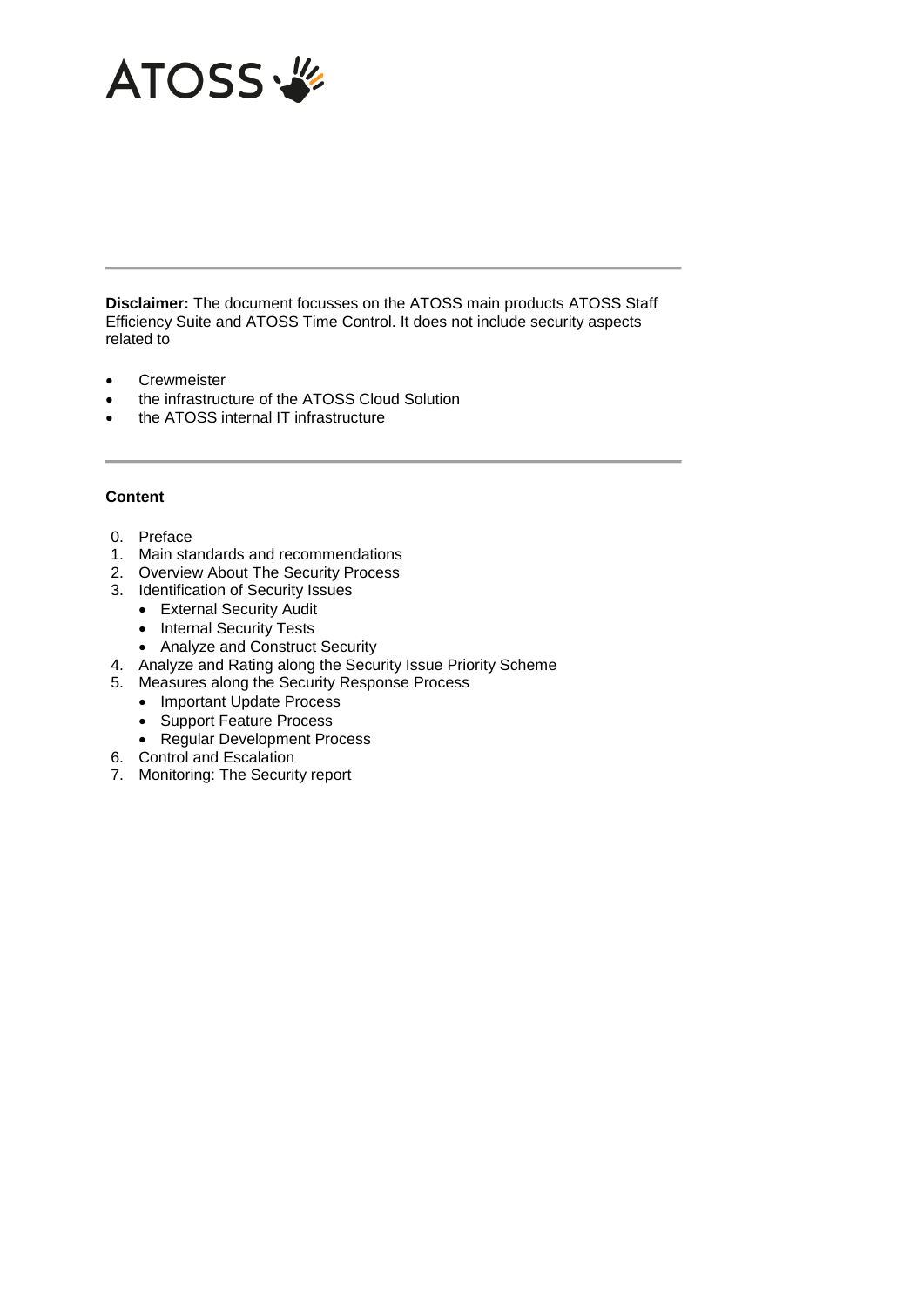ATOSS

---

**Disclaimer:** The document focusses on the ATOSS main products ATOSS Staff Efficiency Suite and ATOSS Time Control. It does not include security aspects related to

- Crewmeister
- the infrastructure of the ATOSS Cloud Solution
- the ATOSS internal IT infrastructure

---

**Content**

0. Preface
1. Main standards and recommendations
2. Overview About The Security Process
3. Identification of Security Issues
   - External Security Audit
   - Internal Security Tests
   - Analyze and Construct Security
4. Analyze and Rating along the Security Issue Priority Scheme
5. Measures along the Security Response Process
   - Important Update Process
   - Support Feature Process
   - Regular Development Process
6. Control and Escalation
7. Monitoring: The Security report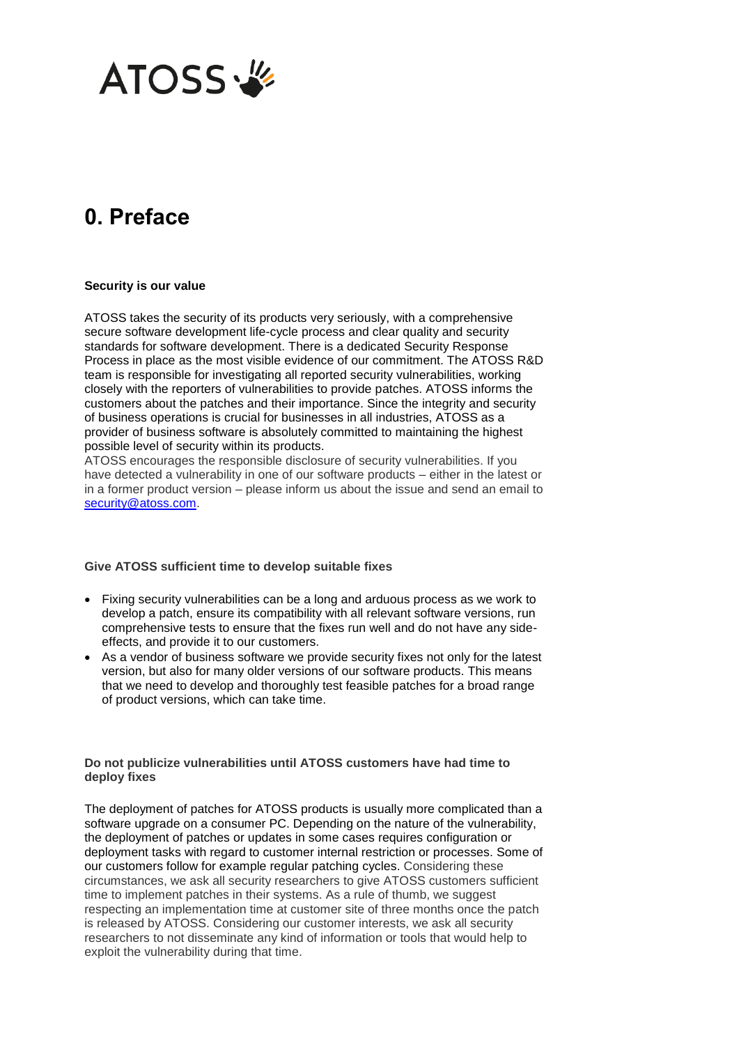# 0. Preface

**Security is our value**

ATOSS takes the security of its products very seriously, with a comprehensive secure software development life-cycle process and clear quality and security standards for software development. There is a dedicated Security Response Process in place as the most visible evidence of our commitment. The ATOSS R&D team is responsible for investigating all reported security vulnerabilities, working closely with the reporters of vulnerabilities to provide patches. ATOSS informs the customers about the patches and their importance. Since the integrity and security of business operations is crucial for businesses in all industries, ATOSS as a provider of business software is absolutely committed to maintaining the highest possible level of security within its products.
ATOSS encourages the responsible disclosure of security vulnerabilities. If you have detected a vulnerability in one of our software products – either in the latest or in a former product version – please inform us about the issue and send an email to security@atoss.com.

**Give ATOSS sufficient time to develop suitable fixes**

- Fixing security vulnerabilities can be a long and arduous process as we work to develop a patch, ensure its compatibility with all relevant software versions, run comprehensive tests to ensure that the fixes run well and do not have any side-effects, and provide it to our customers.
- As a vendor of business software we provide security fixes not only for the latest version, but also for many older versions of our software products. This means that we need to develop and thoroughly test feasible patches for a broad range of product versions, which can take time.

**Do not publicize vulnerabilities until ATOSS customers have had time to deploy fixes**

The deployment of patches for ATOSS products is usually more complicated than a software upgrade on a consumer PC. Depending on the nature of the vulnerability, the deployment of patches or updates in some cases requires configuration or deployment tasks with regard to customer internal restriction or processes. Some of our customers follow for example regular patching cycles. Considering these circumstances, we ask all security researchers to give ATOSS customers sufficient time to implement patches in their systems. As a rule of thumb, we suggest respecting an implementation time at customer site of three months once the patch is released by ATOSS. Considering our customer interests, we ask all security researchers to not disseminate any kind of information or tools that would help to exploit the vulnerability during that time.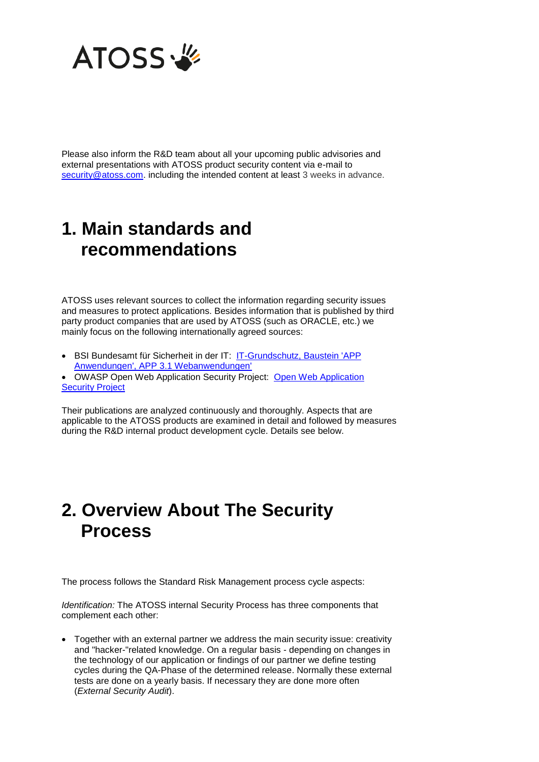Please also inform the R&D team about all your upcoming public advisories and external presentations with ATOSS product security content via e-mail to [security@atoss.com](mailto:security@atoss.com). including the intended content at least 3 weeks in advance.

# 1. Main standards and recommendations

ATOSS uses relevant sources to collect the information regarding security issues and measures to protect applications. Besides information that is published by third party product companies that are used by ATOSS (such as ORACLE, etc.) we mainly focus on the following internationally agreed sources:

- BSI Bundesamt für Sicherheit in der IT: IT-Grundschutz, Baustein 'APP Anwendungen', APP 3.1 Webanwendungen'
- OWASP Open Web Application Security Project: Open Web Application Security Project

Their publications are analyzed continuously and thoroughly. Aspects that are applicable to the ATOSS products are examined in detail and followed by measures during the R&D internal product development cycle. Details see below.

# 2. Overview About The Security Process

The process follows the Standard Risk Management process cycle aspects:

*Identification:* The ATOSS internal Security Process has three components that complement each other:

- Together with an external partner we address the main security issue: creativity and "hacker-"related knowledge. On a regular basis - depending on changes in the technology of our application or findings of our partner we define testing cycles during the QA-Phase of the determined release. Normally these external tests are done on a yearly basis. If necessary they are done more often (*External Security Audit*).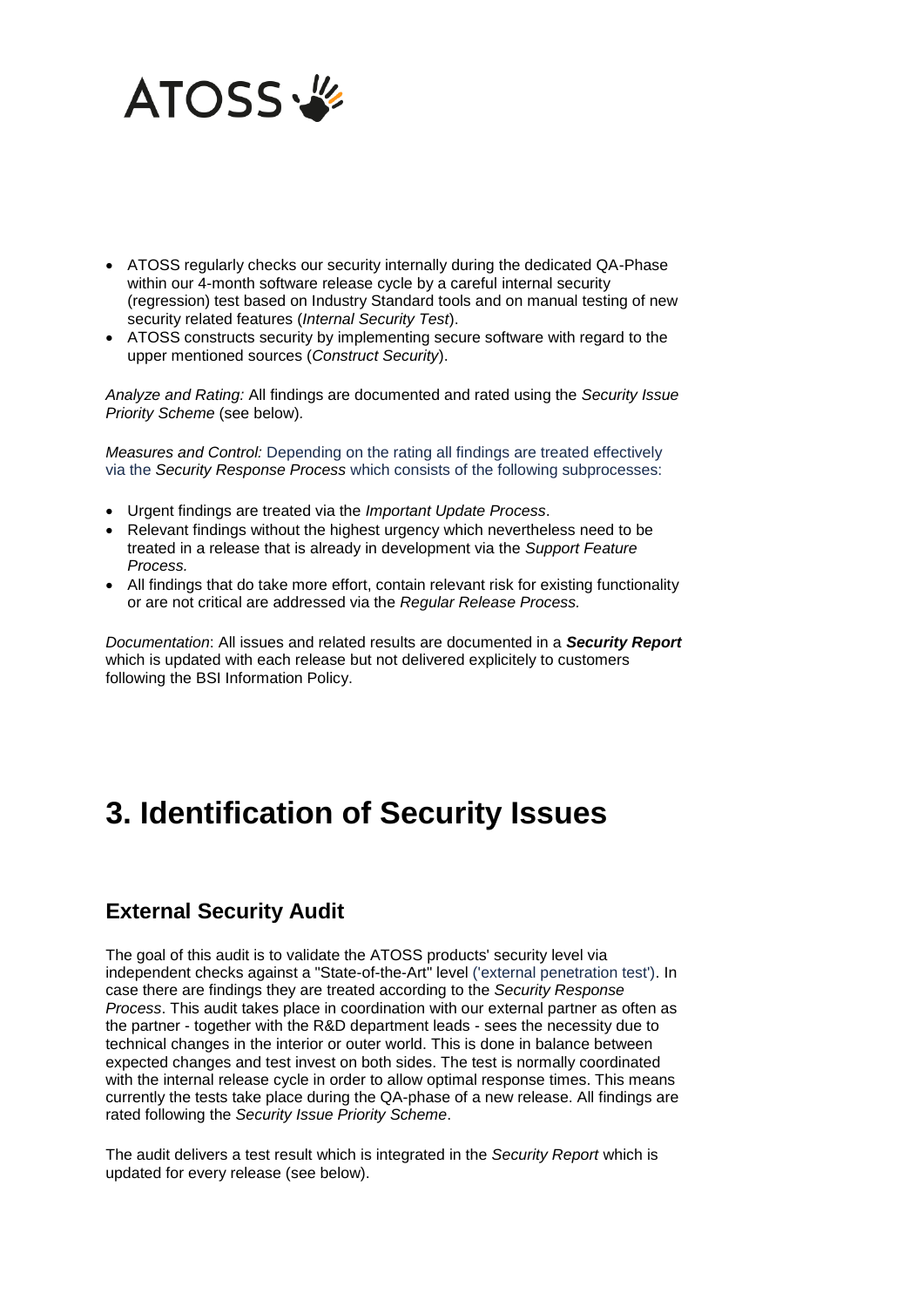- ATOSS regularly checks our security internally during the dedicated QA-Phase within our 4-month software release cycle by a careful internal security (regression) test based on Industry Standard tools and on manual testing of new security related features (*Internal Security Test*).
- ATOSS constructs security by implementing secure software with regard to the upper mentioned sources (*Construct Security*).

*Analyze and Rating:* All findings are documented and rated using the *Security Issue Priority Scheme* (see below).

*Measures and Control:* Depending on the rating all findings are treated effectively via the *Security Response Process* which consists of the following subprocesses:

- Urgent findings are treated via the *Important Update Process*.
- Relevant findings without the highest urgency which nevertheless need to be treated in a release that is already in development via the *Support Feature Process.*
- All findings that do take more effort, contain relevant risk for existing functionality or are not critical are addressed via the *Regular Release Process.*

*Documentation*: All issues and related results are documented in a ***Security Report*** which is updated with each release but not delivered explicitely to customers following the BSI Information Policy.

# 3. Identification of Security Issues

## External Security Audit

The goal of this audit is to validate the ATOSS products' security level via independent checks against a "State-of-the-Art" level ('external penetration test'). In case there are findings they are treated according to the *Security Response Process*. This audit takes place in coordination with our external partner as often as the partner - together with the R&D department leads - sees the necessity due to technical changes in the interior or outer world. This is done in balance between expected changes and test invest on both sides. The test is normally coordinated with the internal release cycle in order to allow optimal response times. This means currently the tests take place during the QA-phase of a new release. All findings are rated following the *Security Issue Priority Scheme*.

The audit delivers a test result which is integrated in the *Security Report* which is updated for every release (see below).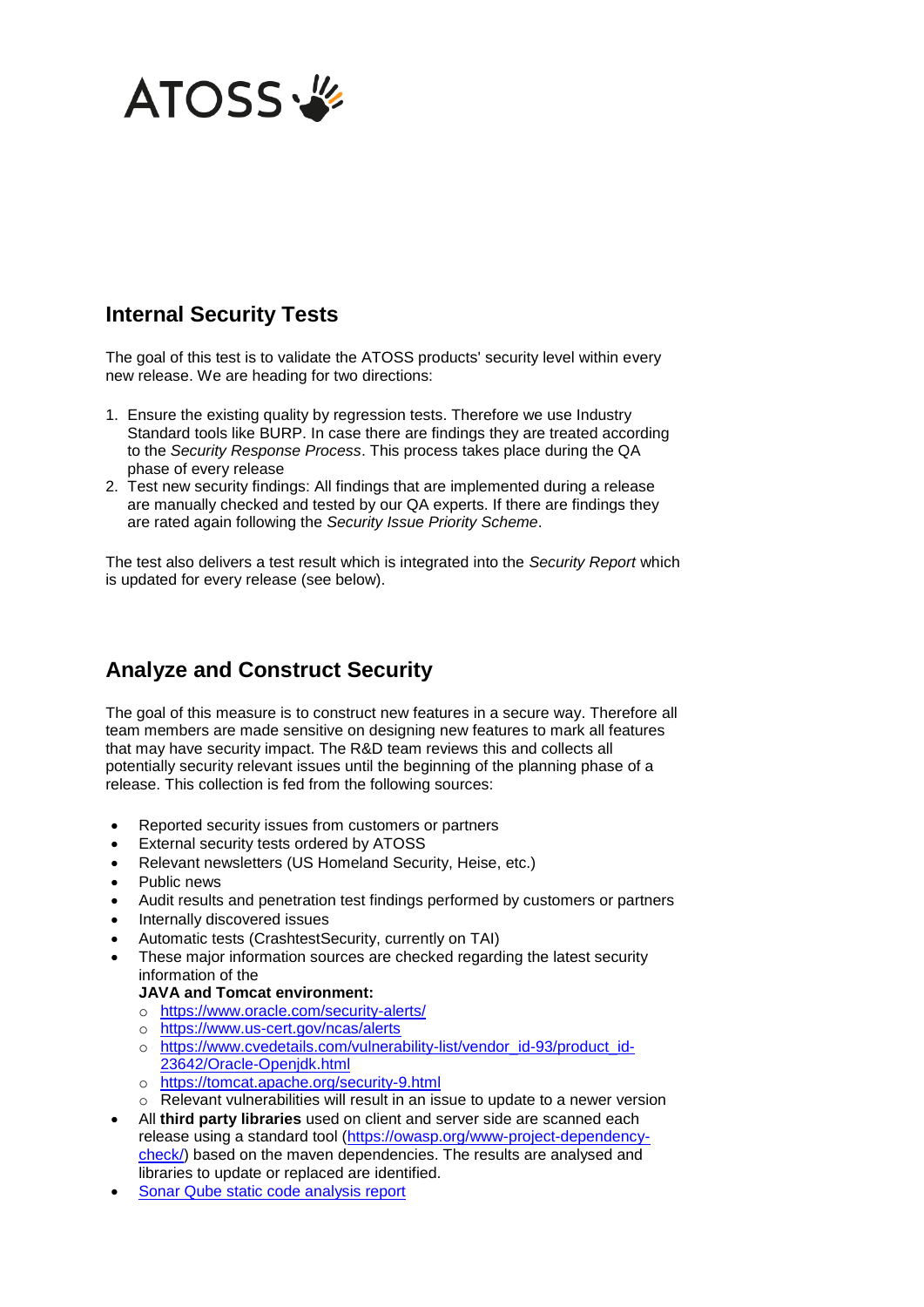## Internal Security Tests

The goal of this test is to validate the ATOSS products' security level within every new release. We are heading for two directions:

1. Ensure the existing quality by regression tests. Therefore we use Industry Standard tools like BURP. In case there are findings they are treated according to the *Security Response Process*. This process takes place during the QA phase of every release
2. Test new security findings: All findings that are implemented during a release are manually checked and tested by our QA experts. If there are findings they are rated again following the *Security Issue Priority Scheme*.

The test also delivers a test result which is integrated into the *Security Report* which is updated for every release (see below).

## Analyze and Construct Security

The goal of this measure is to construct new features in a secure way. Therefore all team members are made sensitive on designing new features to mark all features that may have security impact. The R&D team reviews this and collects all potentially security relevant issues until the beginning of the planning phase of a release. This collection is fed from the following sources:

- Reported security issues from customers or partners
- External security tests ordered by ATOSS
- Relevant newsletters (US Homeland Security, Heise, etc.)
- Public news
- Audit results and penetration test findings performed by customers or partners
- Internally discovered issues
- Automatic tests (CrashtestSecurity, currently on TAI)
- These major information sources are checked regarding the latest security information of the
  **JAVA and Tomcat environment:**
  - https://www.oracle.com/security-alerts/
  - https://www.us-cert.gov/ncas/alerts
  - https://www.cvedetails.com/vulnerability-list/vendor_id-93/product_id-23642/Oracle-Openjdk.html
  - https://tomcat.apache.org/security-9.html
  - Relevant vulnerabilities will result in an issue to update to a newer version
- All **third party libraries** used on client and server side are scanned each release using a standard tool (https://owasp.org/www-project-dependency-check/) based on the maven dependencies. The results are analysed and libraries to update or replaced are identified.
- Sonar Qube static code analysis report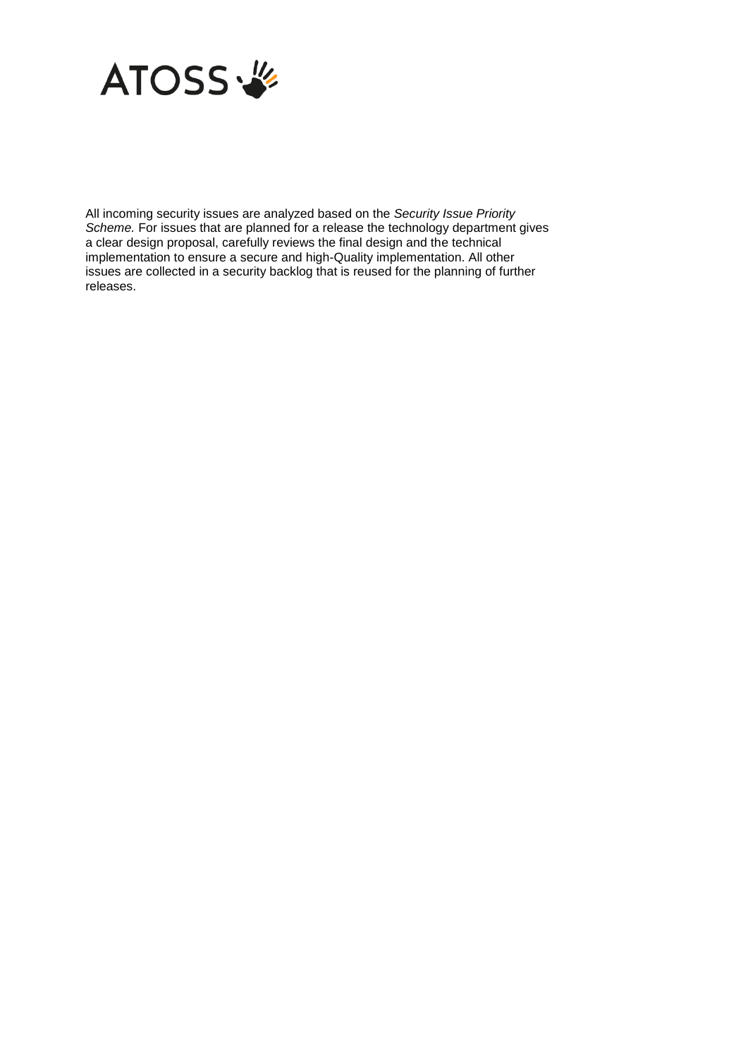All incoming security issues are analyzed based on the *Security Issue Priority Scheme.* For issues that are planned for a release the technology department gives a clear design proposal, carefully reviews the final design and the technical implementation to ensure a secure and high-Quality implementation. All other issues are collected in a security backlog that is reused for the planning of further releases.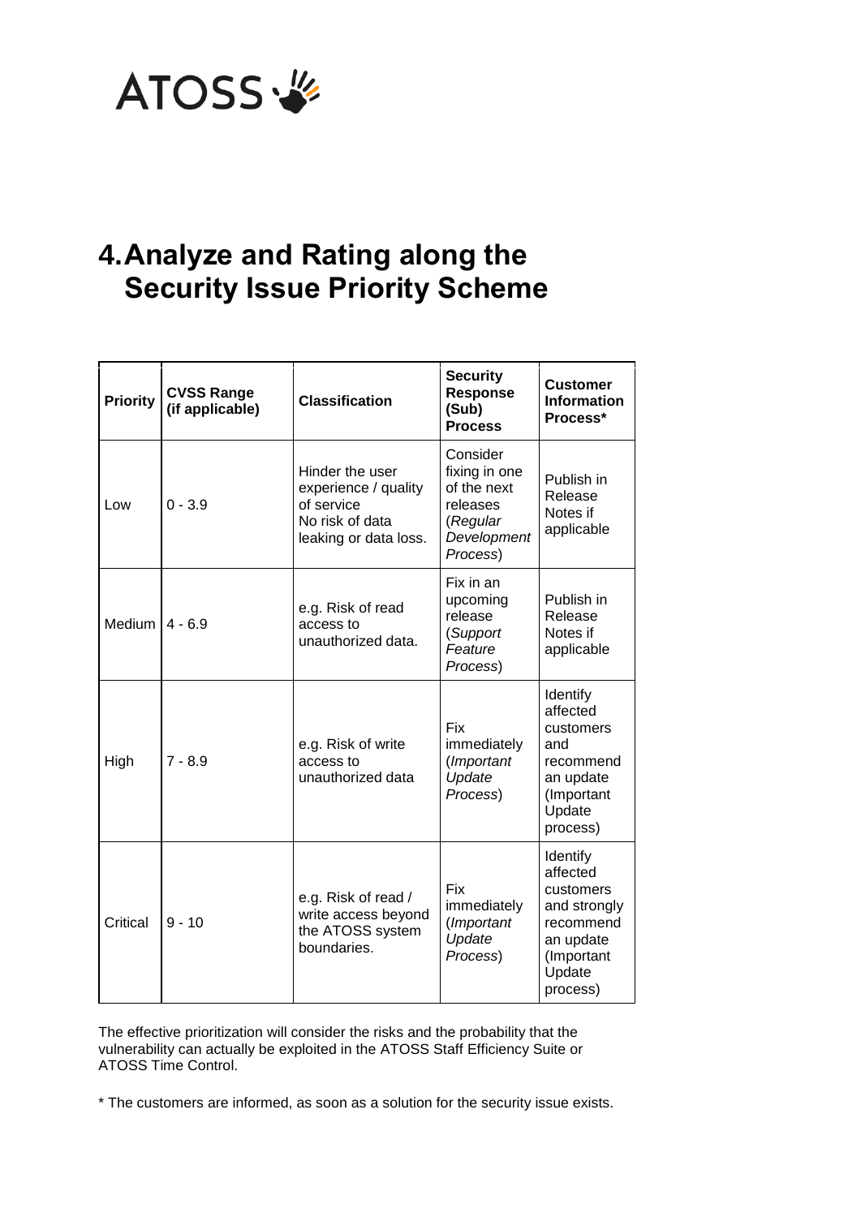# 4. Analyze and Rating along the Security Issue Priority Scheme

| Priority | CVSS Range (if applicable) | Classification | Security Response (Sub) Process | Customer Information Process* |
|---|---|---|---|---|
| Low | 0 - 3.9 | Hinder the user experience / quality of service No risk of data leaking or data loss. | Consider fixing in one of the next releases (*Regular Development Process*) | Publish in Release Notes if applicable |
| Medium | 4 - 6.9 | e.g. Risk of read access to unauthorized data. | Fix in an upcoming release (*Support Feature Process*) | Publish in Release Notes if applicable |
| High | 7 - 8.9 | e.g. Risk of write access to unauthorized data | Fix immediately (*Important Update Process*) | Identify affected customers and recommend an update (Important Update process) |
| Critical | 9 - 10 | e.g. Risk of read / write access beyond the ATOSS system boundaries. | Fix immediately (*Important Update Process*) | Identify affected customers and strongly recommend an update (Important Update process) |

The effective prioritization will consider the risks and the probability that the vulnerability can actually be exploited in the ATOSS Staff Efficiency Suite or ATOSS Time Control.

* The customers are informed, as soon as a solution for the security issue exists.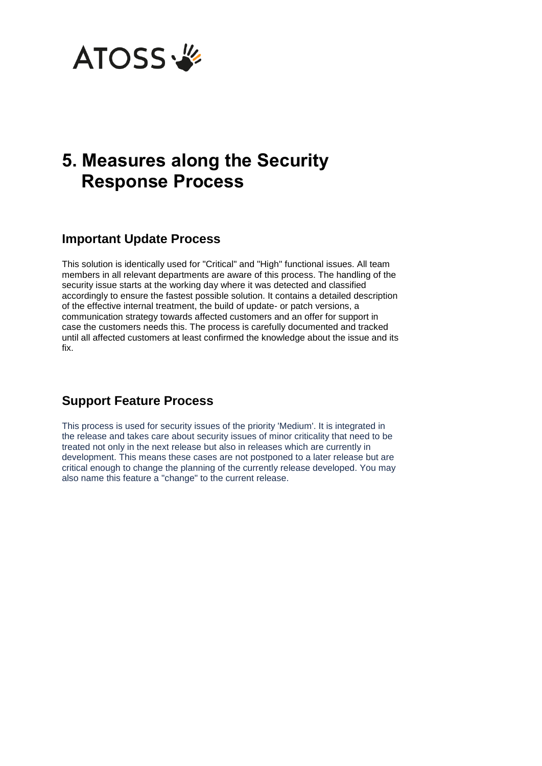# 5. Measures along the Security Response Process

## Important Update Process

This solution is identically used for "Critical" and "High" functional issues. All team members in all relevant departments are aware of this process. The handling of the security issue starts at the working day where it was detected and classified accordingly to ensure the fastest possible solution. It contains a detailed description of the effective internal treatment, the build of update- or patch versions, a communication strategy towards affected customers and an offer for support in case the customers needs this. The process is carefully documented and tracked until all affected customers at least confirmed the knowledge about the issue and its fix.

## Support Feature Process

This process is used for security issues of the priority 'Medium'. It is integrated in the release and takes care about security issues of minor criticality that need to be treated not only in the next release but also in releases which are currently in development. This means these cases are not postponed to a later release but are critical enough to change the planning of the currently release developed. You may also name this feature a "change" to the current release.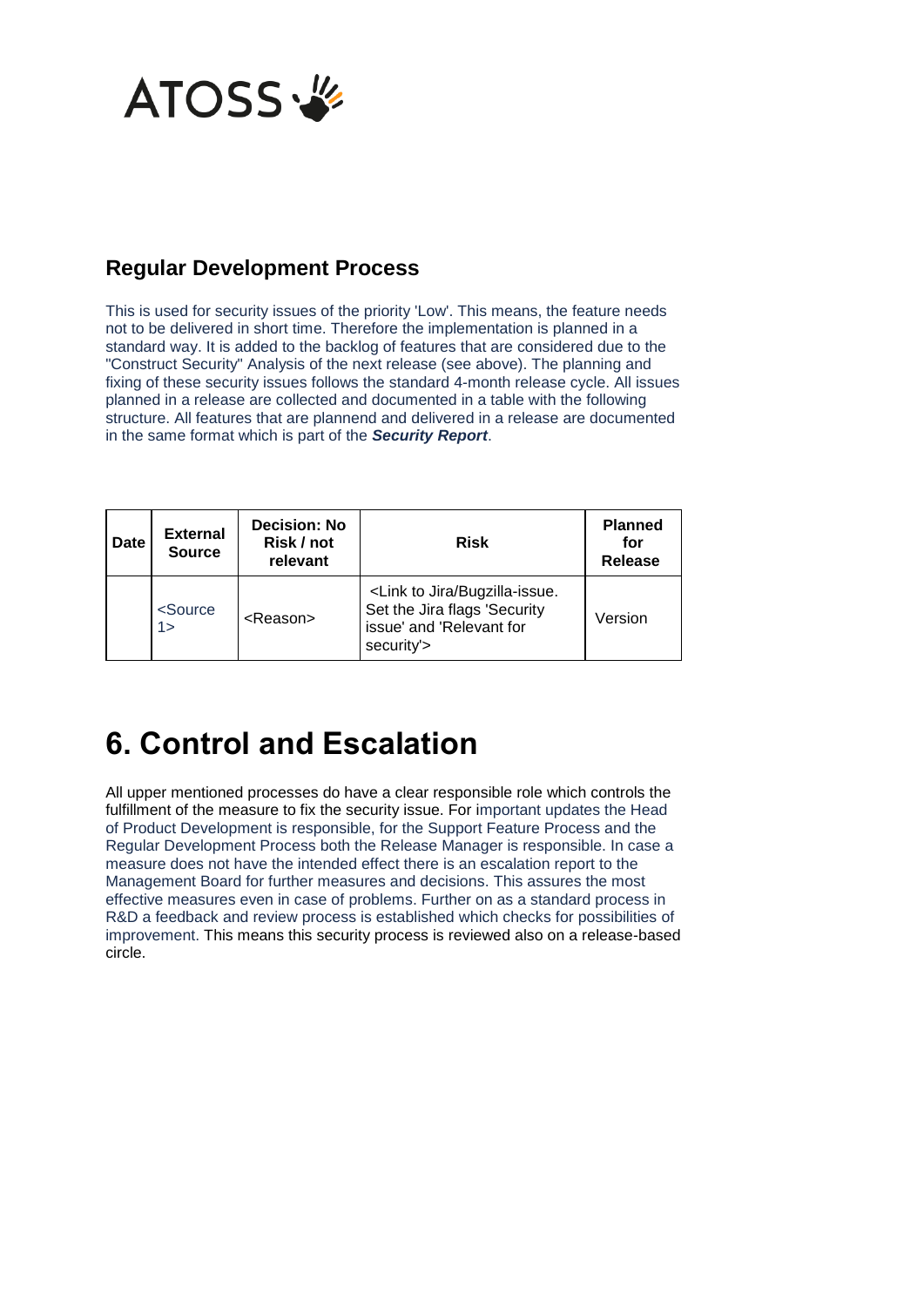## Regular Development Process

This is used for security issues of the priority 'Low'. This means, the feature needs not to be delivered in short time. Therefore the implementation is planned in a standard way. It is added to the backlog of features that are considered due to the "Construct Security" Analysis of the next release (see above). The planning and fixing of these security issues follows the standard 4-month release cycle. All issues planned in a release are collected and documented in a table with the following structure. All features that are plannend and delivered in a release are documented in the same format which is part of the ***Security Report***.

| Date | External Source | Decision: No Risk / not relevant | Risk | Planned for Release |
|---|---|---|---|---|
| | <Source 1> | <Reason> | <Link to Jira/Bugzilla-issue. Set the Jira flags 'Security issue' and 'Relevant for security'> | Version |

# 6. Control and Escalation

All upper mentioned processes do have a clear responsible role which controls the fulfillment of the measure to fix the security issue. For important updates the Head of Product Development is responsible, for the Support Feature Process and the Regular Development Process both the Release Manager is responsible. In case a measure does not have the intended effect there is an escalation report to the Management Board for further measures and decisions. This assures the most effective measures even in case of problems. Further on as a standard process in R&D a feedback and review process is established which checks for possibilities of improvement. This means this security process is reviewed also on a release-based circle.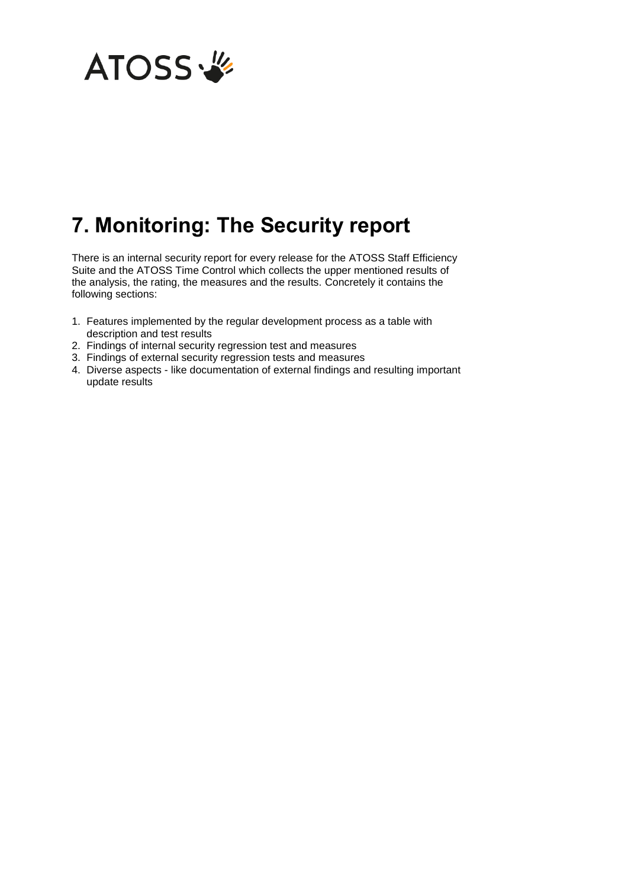# 7. Monitoring: The Security report

There is an internal security report for every release for the ATOSS Staff Efficiency Suite and the ATOSS Time Control which collects the upper mentioned results of the analysis, the rating, the measures and the results. Concretely it contains the following sections:

1. Features implemented by the regular development process as a table with description and test results
2. Findings of internal security regression test and measures
3. Findings of external security regression tests and measures
4. Diverse aspects - like documentation of external findings and resulting important update results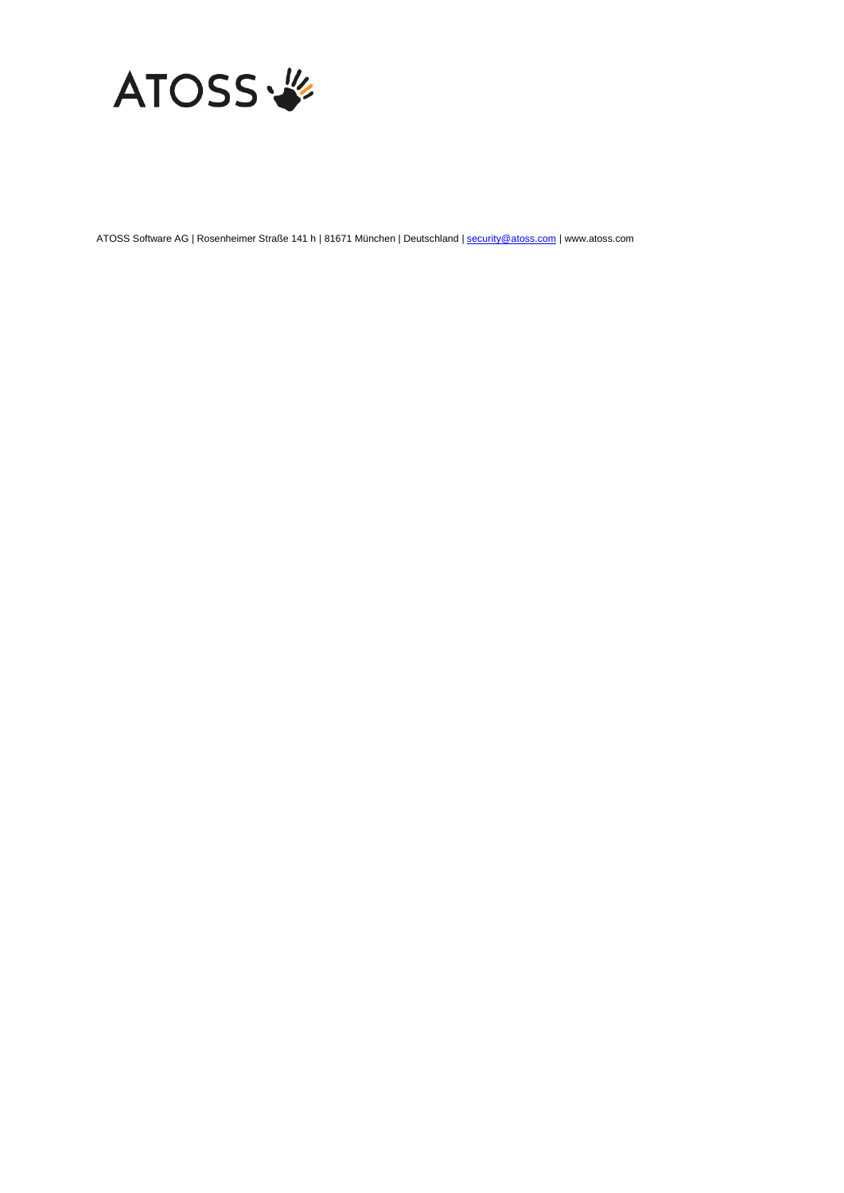ATOSS

ATOSS Software AG | Rosenheimer Straße 141 h | 81671 München | Deutschland | security@atoss.com | www.atoss.com